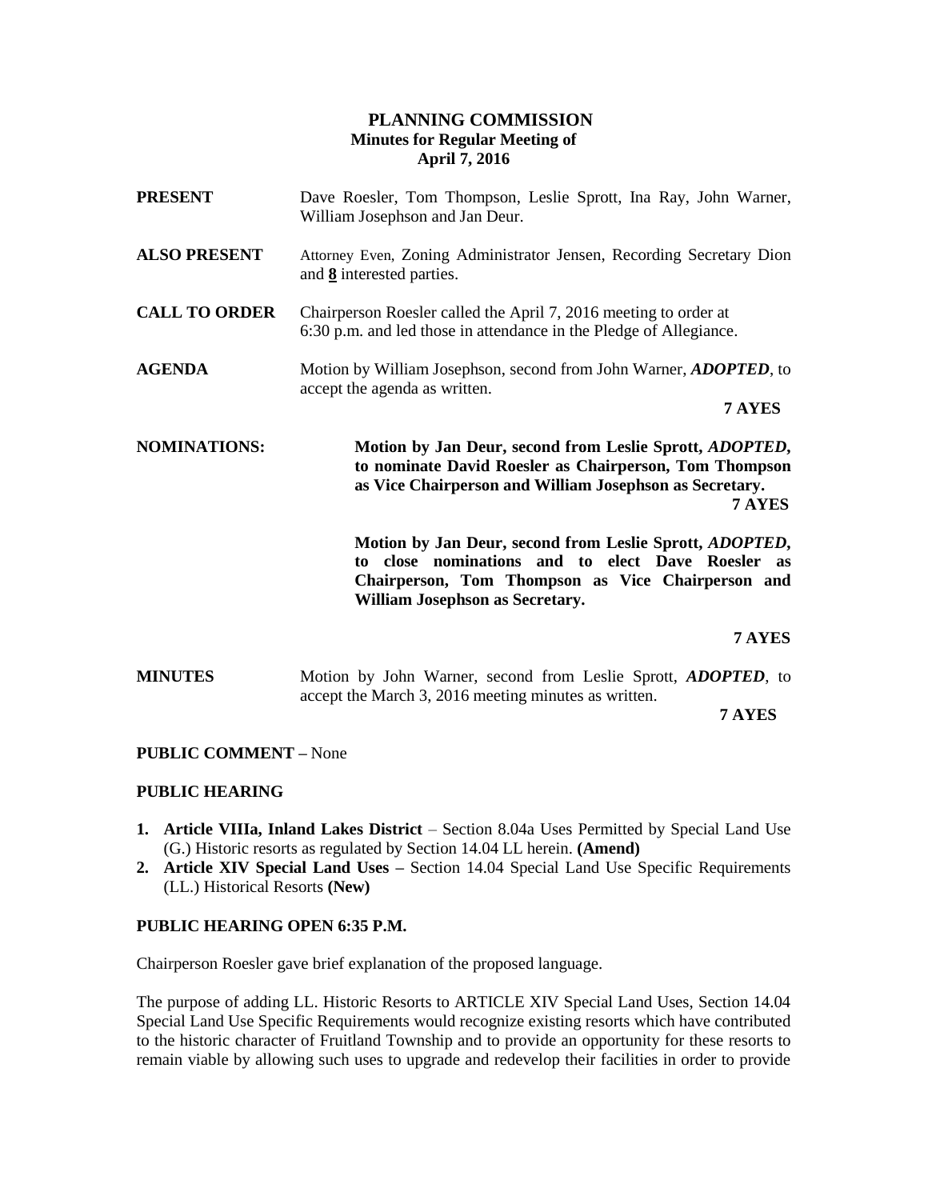# PLANNING COMMISSION
## Minutes for Regular Meeting of April 7, 2016

**PRESENT** Dave Roesler, Tom Thompson, Leslie Sprott, Ina Ray, John Warner, William Josephson and Jan Deur.

**ALSO PRESENT** Attorney Even, Zoning Administrator Jensen, Recording Secretary Dion and **8** interested parties.

**CALL TO ORDER** Chairperson Roesler called the April 7, 2016 meeting to order at 6:30 p.m. and led those in attendance in the Pledge of Allegiance.

**AGENDA** Motion by William Josephson, second from John Warner, ***ADOPTED***, to accept the agenda as written.

**7 AYES**

**NOMINATIONS:** **Motion by Jan Deur, second from Leslie Sprott, *ADOPTED*, to nominate David Roesler as Chairperson, Tom Thompson as Vice Chairperson and William Josephson as Secretary.**

**7 AYES**

**Motion by Jan Deur, second from Leslie Sprott, *ADOPTED*, to close nominations and to elect Dave Roesler as Chairperson, Tom Thompson as Vice Chairperson and William Josephson as Secretary.**

**7 AYES**

**MINUTES** Motion by John Warner, second from Leslie Sprott, ***ADOPTED***, to accept the March 3, 2016 meeting minutes as written.

**7 AYES**

**PUBLIC COMMENT –** None

**PUBLIC HEARING**

1. **Article VIIIa, Inland Lakes District** – Section 8.04a Uses Permitted by Special Land Use (G.) Historic resorts as regulated by Section 14.04 LL herein. **(Amend)**
2. **Article XIV Special Land Uses –** Section 14.04 Special Land Use Specific Requirements (LL.) Historical Resorts **(New)**

**PUBLIC HEARING OPEN 6:35 P.M.**

Chairperson Roesler gave brief explanation of the proposed language.

The purpose of adding LL. Historic Resorts to ARTICLE XIV Special Land Uses, Section 14.04 Special Land Use Specific Requirements would recognize existing resorts which have contributed to the historic character of Fruitland Township and to provide an opportunity for these resorts to remain viable by allowing such uses to upgrade and redevelop their facilities in order to provide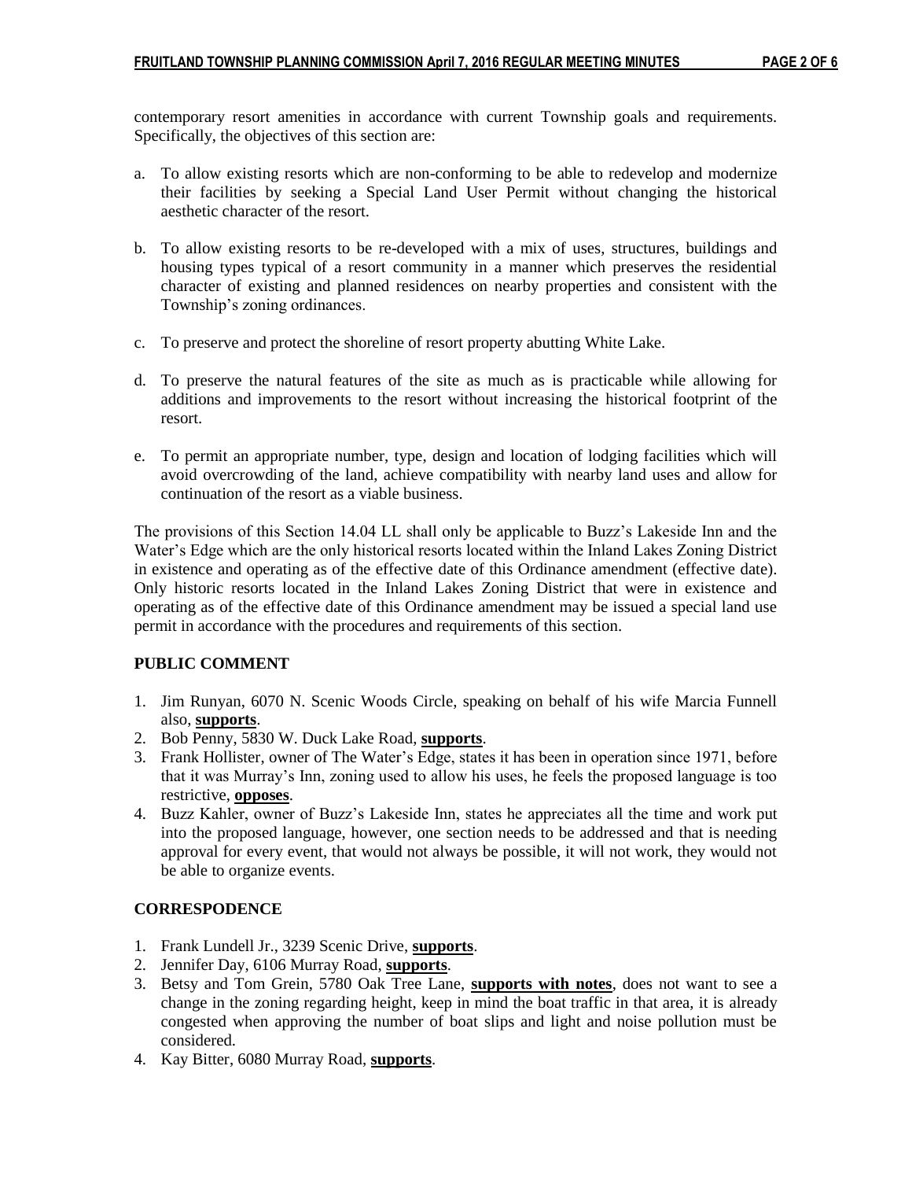contemporary resort amenities in accordance with current Township goals and requirements. Specifically, the objectives of this section are:

a. To allow existing resorts which are non-conforming to be able to redevelop and modernize their facilities by seeking a Special Land User Permit without changing the historical aesthetic character of the resort.

b. To allow existing resorts to be re-developed with a mix of uses, structures, buildings and housing types typical of a resort community in a manner which preserves the residential character of existing and planned residences on nearby properties and consistent with the Township's zoning ordinances.

c. To preserve and protect the shoreline of resort property abutting White Lake.

d. To preserve the natural features of the site as much as is practicable while allowing for additions and improvements to the resort without increasing the historical footprint of the resort.

e. To permit an appropriate number, type, design and location of lodging facilities which will avoid overcrowding of the land, achieve compatibility with nearby land uses and allow for continuation of the resort as a viable business.

The provisions of this Section 14.04 LL shall only be applicable to Buzz's Lakeside Inn and the Water's Edge which are the only historical resorts located within the Inland Lakes Zoning District in existence and operating as of the effective date of this Ordinance amendment (effective date). Only historic resorts located in the Inland Lakes Zoning District that were in existence and operating as of the effective date of this Ordinance amendment may be issued a special land use permit in accordance with the procedures and requirements of this section.

## PUBLIC COMMENT

1. Jim Runyan, 6070 N. Scenic Woods Circle, speaking on behalf of his wife Marcia Funnell also, **supports**.
2. Bob Penny, 5830 W. Duck Lake Road, **supports**.
3. Frank Hollister, owner of The Water's Edge, states it has been in operation since 1971, before that it was Murray's Inn, zoning used to allow his uses, he feels the proposed language is too restrictive, **opposes**.
4. Buzz Kahler, owner of Buzz's Lakeside Inn, states he appreciates all the time and work put into the proposed language, however, one section needs to be addressed and that is needing approval for every event, that would not always be possible, it will not work, they would not be able to organize events.

## CORRESPODENCE

1. Frank Lundell Jr., 3239 Scenic Drive, **supports**.
2. Jennifer Day, 6106 Murray Road, **supports**.
3. Betsy and Tom Grein, 5780 Oak Tree Lane, **supports with notes**, does not want to see a change in the zoning regarding height, keep in mind the boat traffic in that area, it is already congested when approving the number of boat slips and light and noise pollution must be considered.
4. Kay Bitter, 6080 Murray Road, **supports**.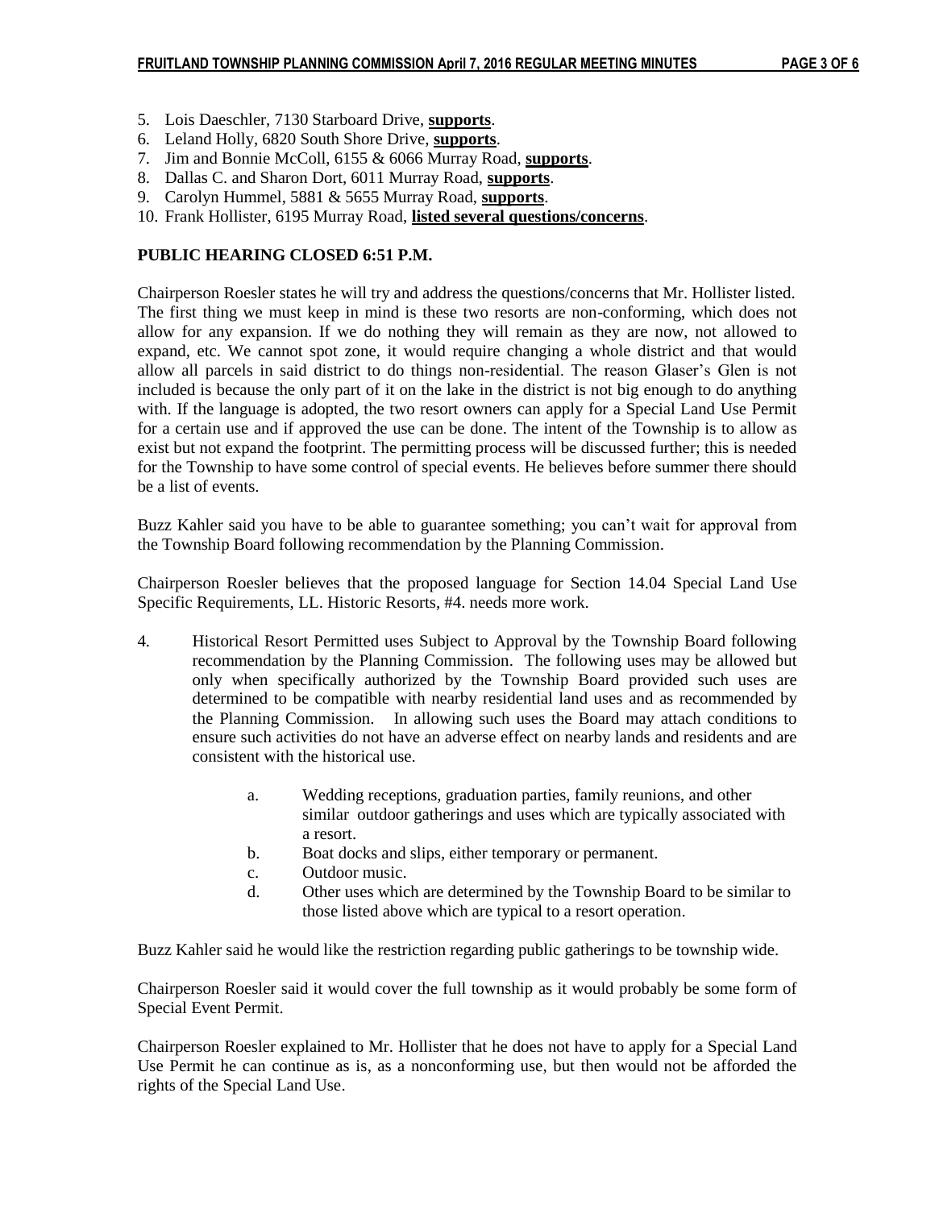5. Lois Daeschler, 7130 Starboard Drive, **supports**.
6. Leland Holly, 6820 South Shore Drive, **supports**.
7. Jim and Bonnie McColl, 6155 & 6066 Murray Road, **supports**.
8. Dallas C. and Sharon Dort, 6011 Murray Road, **supports**.
9. Carolyn Hummel, 5881 & 5655 Murray Road, **supports**.
10. Frank Hollister, 6195 Murray Road, **listed several questions/concerns**.

**PUBLIC HEARING CLOSED 6:51 P.M.**

Chairperson Roesler states he will try and address the questions/concerns that Mr. Hollister listed. The first thing we must keep in mind is these two resorts are non-conforming, which does not allow for any expansion. If we do nothing they will remain as they are now, not allowed to expand, etc. We cannot spot zone, it would require changing a whole district and that would allow all parcels in said district to do things non-residential. The reason Glaser's Glen is not included is because the only part of it on the lake in the district is not big enough to do anything with. If the language is adopted, the two resort owners can apply for a Special Land Use Permit for a certain use and if approved the use can be done. The intent of the Township is to allow as exist but not expand the footprint. The permitting process will be discussed further; this is needed for the Township to have some control of special events. He believes before summer there should be a list of events.

Buzz Kahler said you have to be able to guarantee something; you can't wait for approval from the Township Board following recommendation by the Planning Commission.

Chairperson Roesler believes that the proposed language for Section 14.04 Special Land Use Specific Requirements, LL. Historic Resorts, #4. needs more work.

4. Historical Resort Permitted uses Subject to Approval by the Township Board following recommendation by the Planning Commission. The following uses may be allowed but only when specifically authorized by the Township Board provided such uses are determined to be compatible with nearby residential land uses and as recommended by the Planning Commission. In allowing such uses the Board may attach conditions to ensure such activities do not have an adverse effect on nearby lands and residents and are consistent with the historical use.

    a. Wedding receptions, graduation parties, family reunions, and other similar outdoor gatherings and uses which are typically associated with a resort.
    b. Boat docks and slips, either temporary or permanent.
    c. Outdoor music.
    d. Other uses which are determined by the Township Board to be similar to those listed above which are typical to a resort operation.

Buzz Kahler said he would like the restriction regarding public gatherings to be township wide.

Chairperson Roesler said it would cover the full township as it would probably be some form of Special Event Permit.

Chairperson Roesler explained to Mr. Hollister that he does not have to apply for a Special Land Use Permit he can continue as is, as a nonconforming use, but then would not be afforded the rights of the Special Land Use.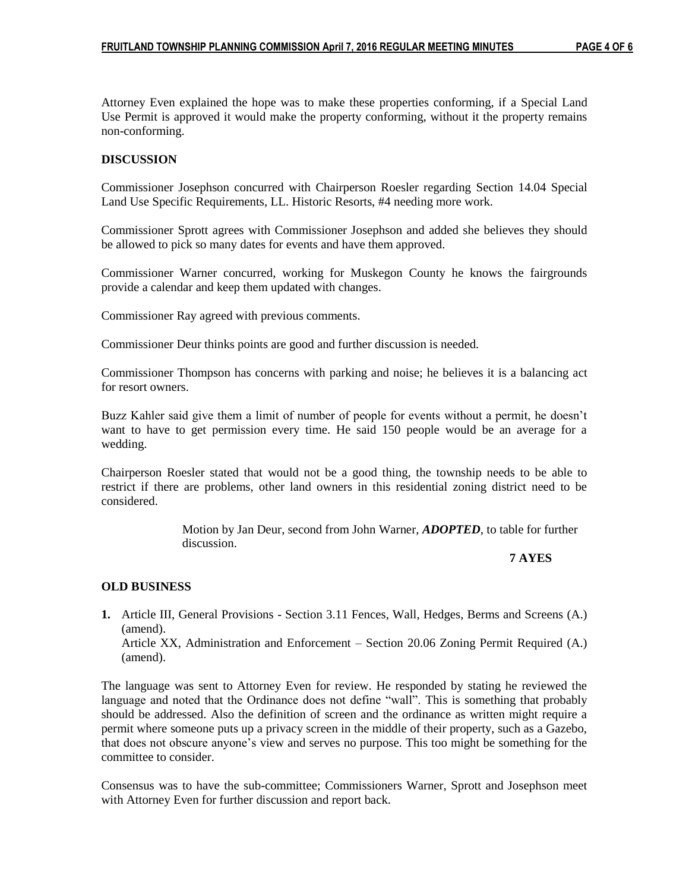Attorney Even explained the hope was to make these properties conforming, if a Special Land Use Permit is approved it would make the property conforming, without it the property remains non-conforming.

**DISCUSSION**

Commissioner Josephson concurred with Chairperson Roesler regarding Section 14.04 Special Land Use Specific Requirements, LL. Historic Resorts, #4 needing more work.

Commissioner Sprott agrees with Commissioner Josephson and added she believes they should be allowed to pick so many dates for events and have them approved.

Commissioner Warner concurred, working for Muskegon County he knows the fairgrounds provide a calendar and keep them updated with changes.

Commissioner Ray agreed with previous comments.

Commissioner Deur thinks points are good and further discussion is needed.

Commissioner Thompson has concerns with parking and noise; he believes it is a balancing act for resort owners.

Buzz Kahler said give them a limit of number of people for events without a permit, he doesn't want to have to get permission every time. He said 150 people would be an average for a wedding.

Chairperson Roesler stated that would not be a good thing, the township needs to be able to restrict if there are problems, other land owners in this residential zoning district need to be considered.

> Motion by Jan Deur, second from John Warner, ***ADOPTED***, to table for further discussion.
>
> **7 AYES**

**OLD BUSINESS**

**1.** Article III, General Provisions - Section 3.11 Fences, Wall, Hedges, Berms and Screens (A.) (amend).
Article XX, Administration and Enforcement – Section 20.06 Zoning Permit Required (A.) (amend).

The language was sent to Attorney Even for review. He responded by stating he reviewed the language and noted that the Ordinance does not define "wall". This is something that probably should be addressed. Also the definition of screen and the ordinance as written might require a permit where someone puts up a privacy screen in the middle of their property, such as a Gazebo, that does not obscure anyone's view and serves no purpose. This too might be something for the committee to consider.

Consensus was to have the sub-committee; Commissioners Warner, Sprott and Josephson meet with Attorney Even for further discussion and report back.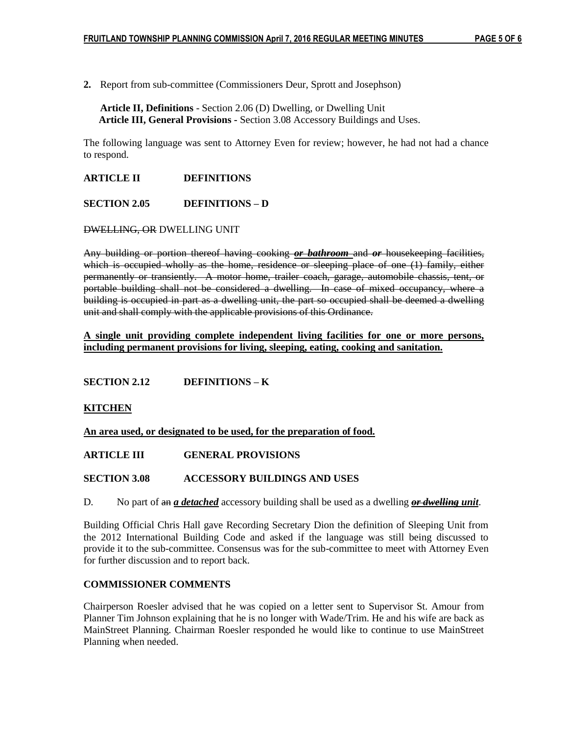**2.** Report from sub-committee (Commissioners Deur, Sprott and Josephson)

**Article II, Definitions** - Section 2.06 (D) Dwelling, or Dwelling Unit
**Article III, General Provisions -** Section 3.08 Accessory Buildings and Uses.

The following language was sent to Attorney Even for review; however, he had not had a chance to respond.

**ARTICLE II DEFINITIONS**

**SECTION 2.05 DEFINITIONS – D**

~~DWELLING, OR~~ DWELLING UNIT

~~Any building or portion thereof having cooking ***or bathroom*** and ***or*** housekeeping facilities, which is occupied wholly as the home, residence or sleeping place of one (1) family, either permanently or transiently. A motor home, trailer coach, garage, automobile chassis, tent, or portable building shall not be considered a dwelling. In case of mixed occupancy, where a building is occupied in part as a dwelling unit, the part so occupied shall be deemed a dwelling unit and shall comply with the applicable provisions of this Ordinance.~~

**A single unit providing complete independent living facilities for one or more persons, including permanent provisions for living, sleeping, eating, cooking and sanitation.**

**SECTION 2.12 DEFINITIONS – K**

**KITCHEN**

**An area used, or designated to be used, for the preparation of food.**

**ARTICLE III GENERAL PROVISIONS**

**SECTION 3.08 ACCESSORY BUILDINGS AND USES**

D. No part of ~~an~~ ***a detached*** accessory building shall be used as a dwelling ***~~or dwelling~~ unit***.

Building Official Chris Hall gave Recording Secretary Dion the definition of Sleeping Unit from the 2012 International Building Code and asked if the language was still being discussed to provide it to the sub-committee. Consensus was for the sub-committee to meet with Attorney Even for further discussion and to report back.

**COMMISSIONER COMMENTS**

Chairperson Roesler advised that he was copied on a letter sent to Supervisor St. Amour from Planner Tim Johnson explaining that he is no longer with Wade/Trim. He and his wife are back as MainStreet Planning. Chairman Roesler responded he would like to continue to use MainStreet Planning when needed.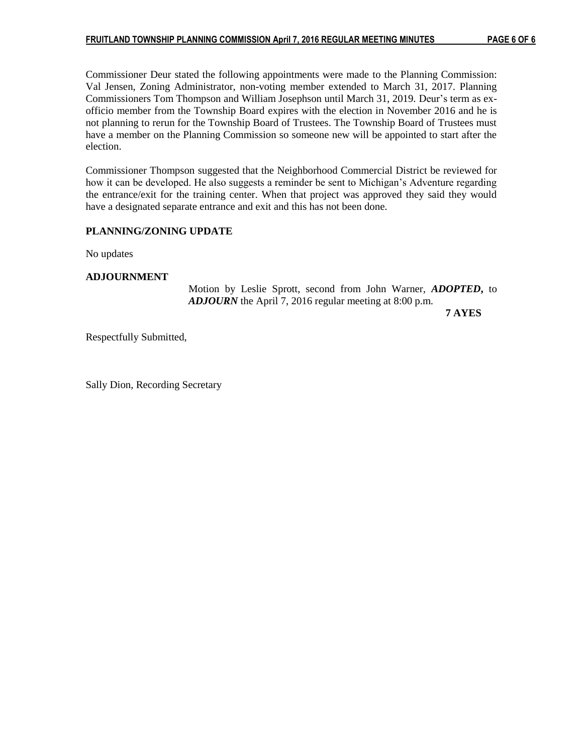Commissioner Deur stated the following appointments were made to the Planning Commission: Val Jensen, Zoning Administrator, non-voting member extended to March 31, 2017. Planning Commissioners Tom Thompson and William Josephson until March 31, 2019. Deur's term as ex-officio member from the Township Board expires with the election in November 2016 and he is not planning to rerun for the Township Board of Trustees. The Township Board of Trustees must have a member on the Planning Commission so someone new will be appointed to start after the election.

Commissioner Thompson suggested that the Neighborhood Commercial District be reviewed for how it can be developed. He also suggests a reminder be sent to Michigan's Adventure regarding the entrance/exit for the training center. When that project was approved they said they would have a designated separate entrance and exit and this has not been done.

**PLANNING/ZONING UPDATE**

No updates

**ADJOURNMENT**

Motion by Leslie Sprott, second from John Warner, ***ADOPTED***, to ***ADJOURN*** the April 7, 2016 regular meeting at 8:00 p.m.

**7 AYES**

Respectfully Submitted,

Sally Dion, Recording Secretary